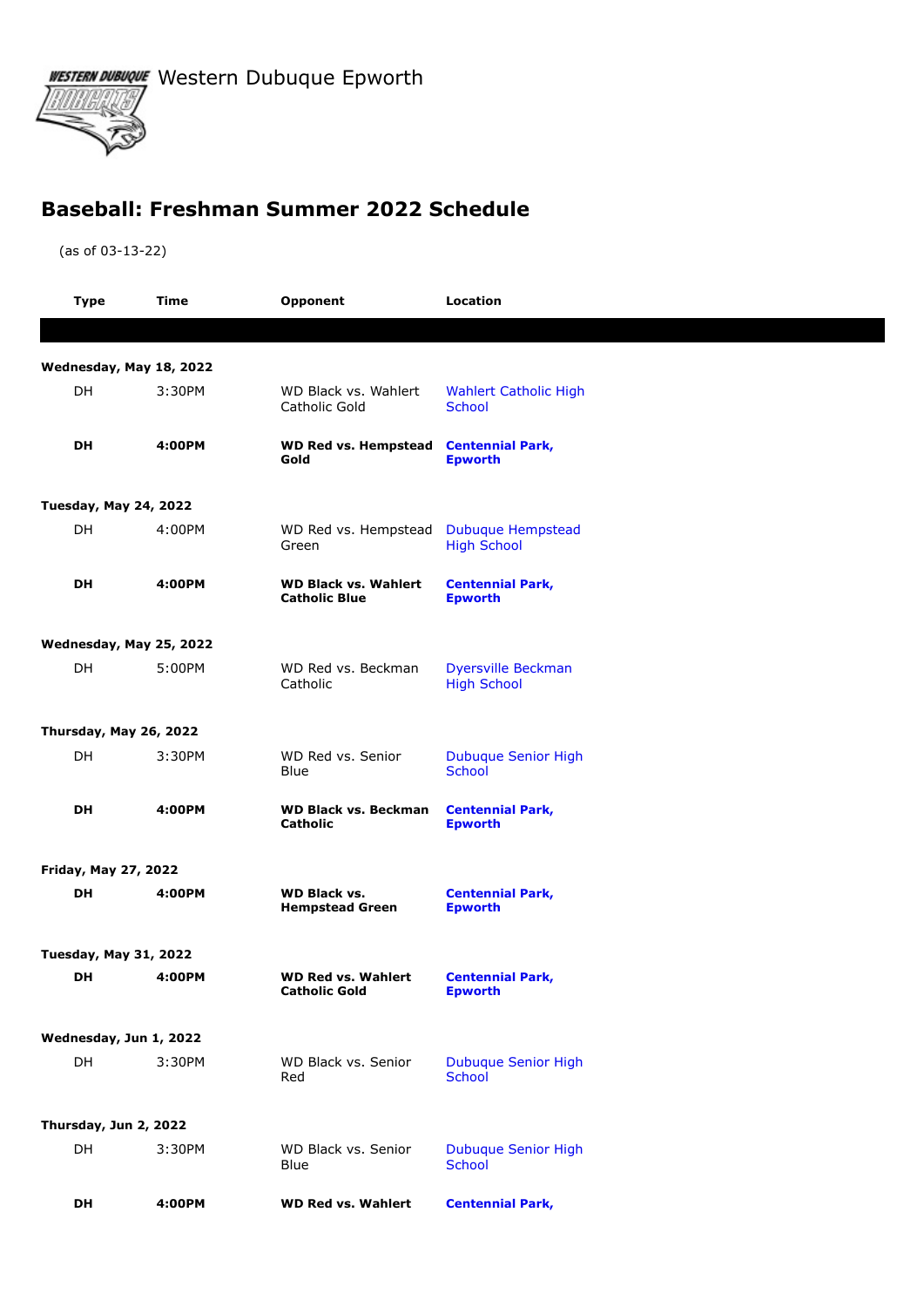Western Dubuque Epworth

## Baseball: Freshman Summer 2022 Schedule

(as of 03-13-22)

| Type | Time | Opponent | Location |
|---|---|---|---|
| **Wednesday, May 18, 2022** | | | |
| DH | 3:30PM | WD Black vs. Wahlert Catholic Gold | Wahlert Catholic High School |
| **DH** | **4:00PM** | **WD Red vs. Hempstead Gold** | **Centennial Park, Epworth** |
| **Tuesday, May 24, 2022** | | | |
| DH | 4:00PM | WD Red vs. Hempstead Green | Dubuque Hempstead High School |
| **DH** | **4:00PM** | **WD Black vs. Wahlert Catholic Blue** | **Centennial Park, Epworth** |
| **Wednesday, May 25, 2022** | | | |
| DH | 5:00PM | WD Red vs. Beckman Catholic | Dyersville Beckman High School |
| **Thursday, May 26, 2022** | | | |
| DH | 3:30PM | WD Red vs. Senior Blue | Dubuque Senior High School |
| **DH** | **4:00PM** | **WD Black vs. Beckman Catholic** | **Centennial Park, Epworth** |
| **Friday, May 27, 2022** | | | |
| **DH** | **4:00PM** | **WD Black vs. Hempstead Green** | **Centennial Park, Epworth** |
| **Tuesday, May 31, 2022** | | | |
| **DH** | **4:00PM** | **WD Red vs. Wahlert Catholic Gold** | **Centennial Park, Epworth** |
| **Wednesday, Jun 1, 2022** | | | |
| DH | 3:30PM | WD Black vs. Senior Red | Dubuque Senior High School |
| **Thursday, Jun 2, 2022** | | | |
| DH | 3:30PM | WD Black vs. Senior Blue | Dubuque Senior High School |
| **DH** | **4:00PM** | **WD Red vs. Wahlert** | **Centennial Park,** |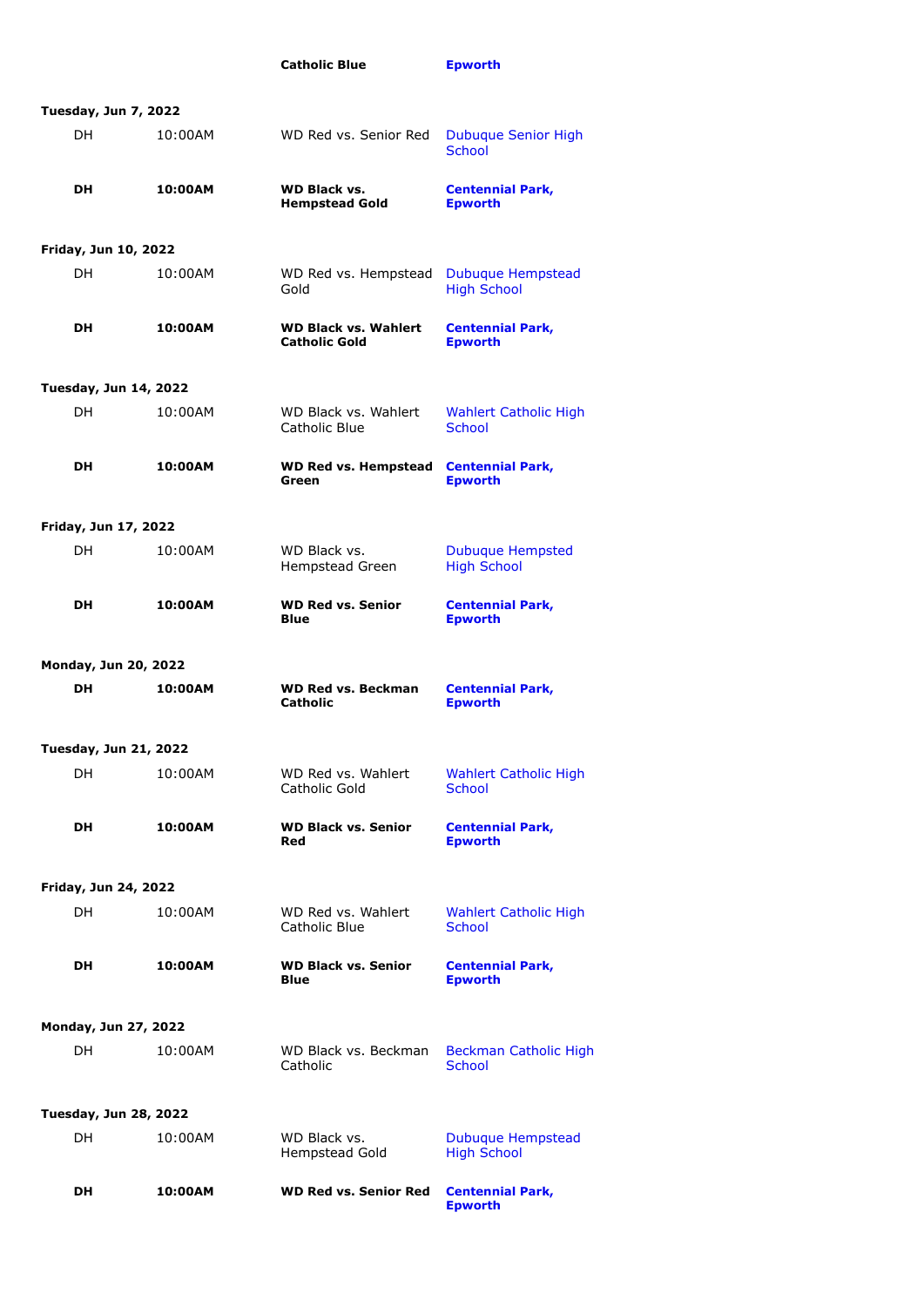| | | **Catholic Blue** | **Epworth** |
|---|---|---|---|

**Tuesday, Jun 7, 2022**

| | | | |
|---|---|---|---|
| DH | 10:00AM | WD Red vs. Senior Red | Dubuque Senior High School |
| **DH** | **10:00AM** | **WD Black vs. Hempstead Gold** | **Centennial Park, Epworth** |

**Friday, Jun 10, 2022**

| | | | |
|---|---|---|---|
| DH | 10:00AM | WD Red vs. Hempstead Gold | Dubuque Hempstead High School |
| **DH** | **10:00AM** | **WD Black vs. Wahlert Catholic Gold** | **Centennial Park, Epworth** |

**Tuesday, Jun 14, 2022**

| | | | |
|---|---|---|---|
| DH | 10:00AM | WD Black vs. Wahlert Catholic Blue | Wahlert Catholic High School |
| **DH** | **10:00AM** | **WD Red vs. Hempstead Green** | **Centennial Park, Epworth** |

**Friday, Jun 17, 2022**

| | | | |
|---|---|---|---|
| DH | 10:00AM | WD Black vs. Hempstead Green | Dubuque Hempsted High School |
| **DH** | **10:00AM** | **WD Red vs. Senior Blue** | **Centennial Park, Epworth** |

**Monday, Jun 20, 2022**

| | | | |
|---|---|---|---|
| **DH** | **10:00AM** | **WD Red vs. Beckman Catholic** | **Centennial Park, Epworth** |

**Tuesday, Jun 21, 2022**

| | | | |
|---|---|---|---|
| DH | 10:00AM | WD Red vs. Wahlert Catholic Gold | Wahlert Catholic High School |
| **DH** | **10:00AM** | **WD Black vs. Senior Red** | **Centennial Park, Epworth** |

**Friday, Jun 24, 2022**

| | | | |
|---|---|---|---|
| DH | 10:00AM | WD Red vs. Wahlert Catholic Blue | Wahlert Catholic High School |
| **DH** | **10:00AM** | **WD Black vs. Senior Blue** | **Centennial Park, Epworth** |

**Monday, Jun 27, 2022**

| | | | |
|---|---|---|---|
| DH | 10:00AM | WD Black vs. Beckman Catholic | Beckman Catholic High School |

**Tuesday, Jun 28, 2022**

| | | | |
|---|---|---|---|
| DH | 10:00AM | WD Black vs. Hempstead Gold | Dubuque Hempstead High School |
| **DH** | **10:00AM** | **WD Red vs. Senior Red** | **Centennial Park, Epworth** |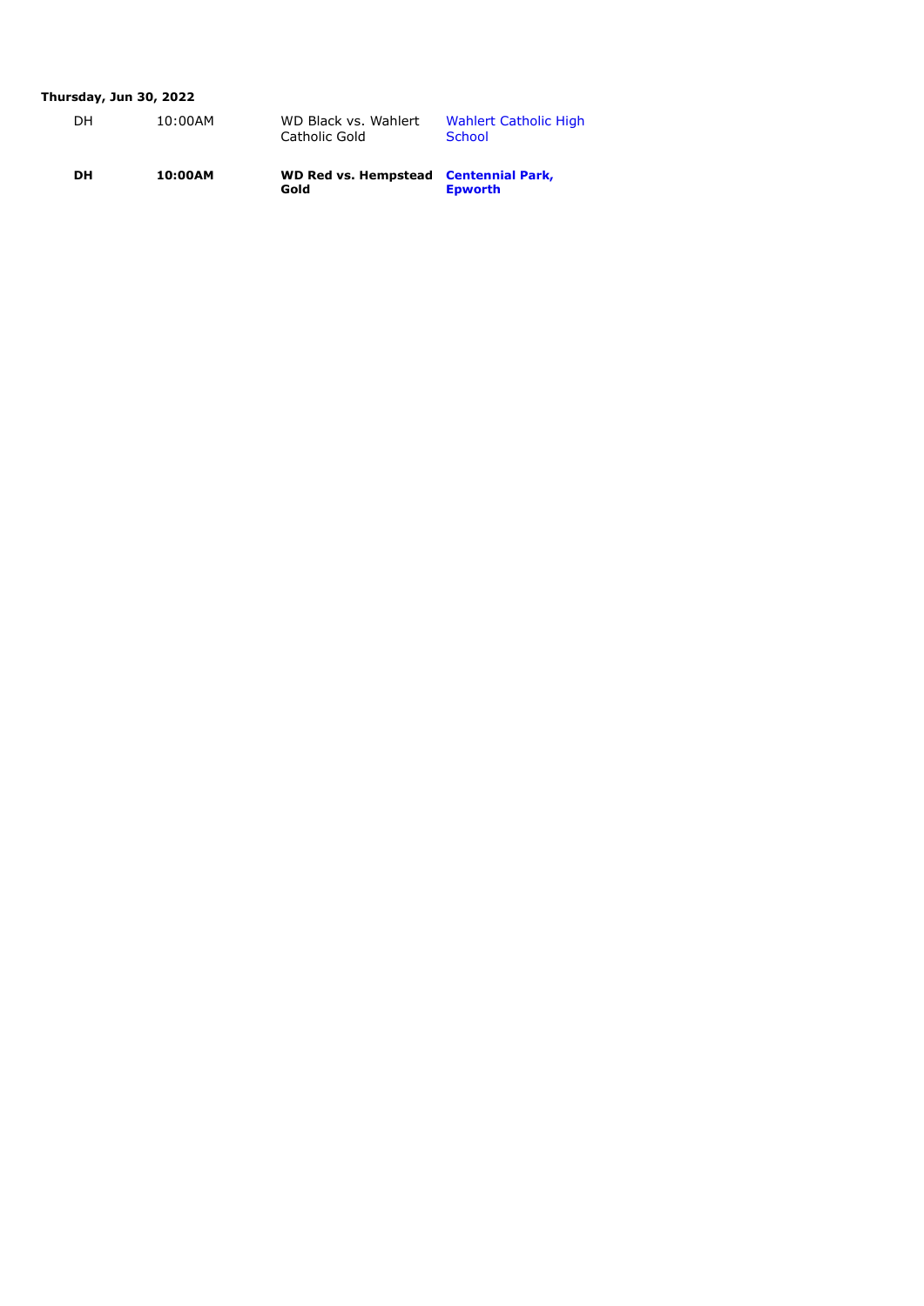**Thursday, Jun 30, 2022**

| | | | |
|---|---|---|---|
| DH | 10:00AM | WD Black vs. Wahlert Catholic Gold | Wahlert Catholic High School |
| **DH** | **10:00AM** | **WD Red vs. Hempstead Gold** | **Centennial Park, Epworth** |